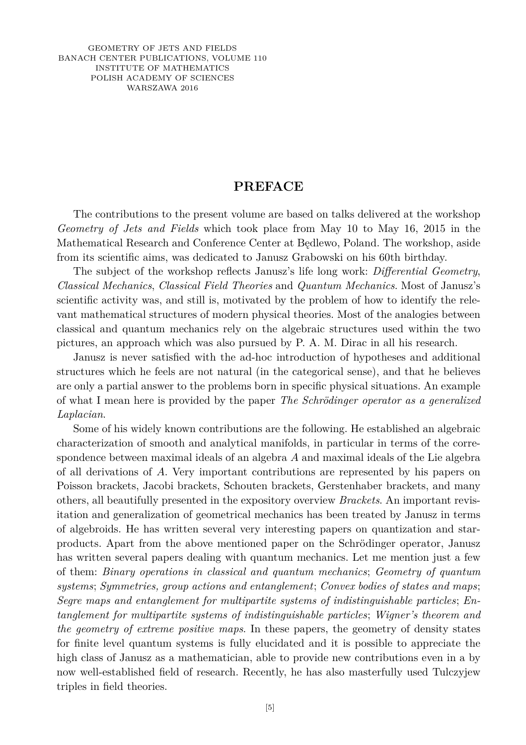GEOMETRY OF JETS AND FIELDS
BANACH CENTER PUBLICATIONS, VOLUME 110
INSTITUTE OF MATHEMATICS
POLISH ACADEMY OF SCIENCES
WARSZAWA 2016

# PREFACE

The contributions to the present volume are based on talks delivered at the workshop *Geometry of Jets and Fields* which took place from May 10 to May 16, 2015 in the Mathematical Research and Conference Center at Będlewo, Poland. The workshop, aside from its scientific aims, was dedicated to Janusz Grabowski on his 60th birthday.

The subject of the workshop reflects Janusz's life long work: *Differential Geometry*, *Classical Mechanics*, *Classical Field Theories* and *Quantum Mechanics*. Most of Janusz's scientific activity was, and still is, motivated by the problem of how to identify the relevant mathematical structures of modern physical theories. Most of the analogies between classical and quantum mechanics rely on the algebraic structures used within the two pictures, an approach which was also pursued by P. A. M. Dirac in all his research.

Janusz is never satisfied with the ad-hoc introduction of hypotheses and additional structures which he feels are not natural (in the categorical sense), and that he believes are only a partial answer to the problems born in specific physical situations. An example of what I mean here is provided by the paper *The Schrödinger operator as a generalized Laplacian*.

Some of his widely known contributions are the following. He established an algebraic characterization of smooth and analytical manifolds, in particular in terms of the correspondence between maximal ideals of an algebra $A$ and maximal ideals of the Lie algebra of all derivations of $A$. Very important contributions are represented by his papers on Poisson brackets, Jacobi brackets, Schouten brackets, Gerstenhaber brackets, and many others, all beautifully presented in the expository overview *Brackets*. An important revisitation and generalization of geometrical mechanics has been treated by Janusz in terms of algebroids. He has written several very interesting papers on quantization and star-products. Apart from the above mentioned paper on the Schrödinger operator, Janusz has written several papers dealing with quantum mechanics. Let me mention just a few of them: *Binary operations in classical and quantum mechanics*; *Geometry of quantum systems*; *Symmetries, group actions and entanglement*; *Convex bodies of states and maps*; *Segre maps and entanglement for multipartite systems of indistinguishable particles*; *Entanglement for multipartite systems of indistinguishable particles*; *Wigner's theorem and the geometry of extreme positive maps*. In these papers, the geometry of density states for finite level quantum systems is fully elucidated and it is possible to appreciate the high class of Janusz as a mathematician, able to provide new contributions even in a by now well-established field of research. Recently, he has also masterfully used Tulczyjew triples in field theories.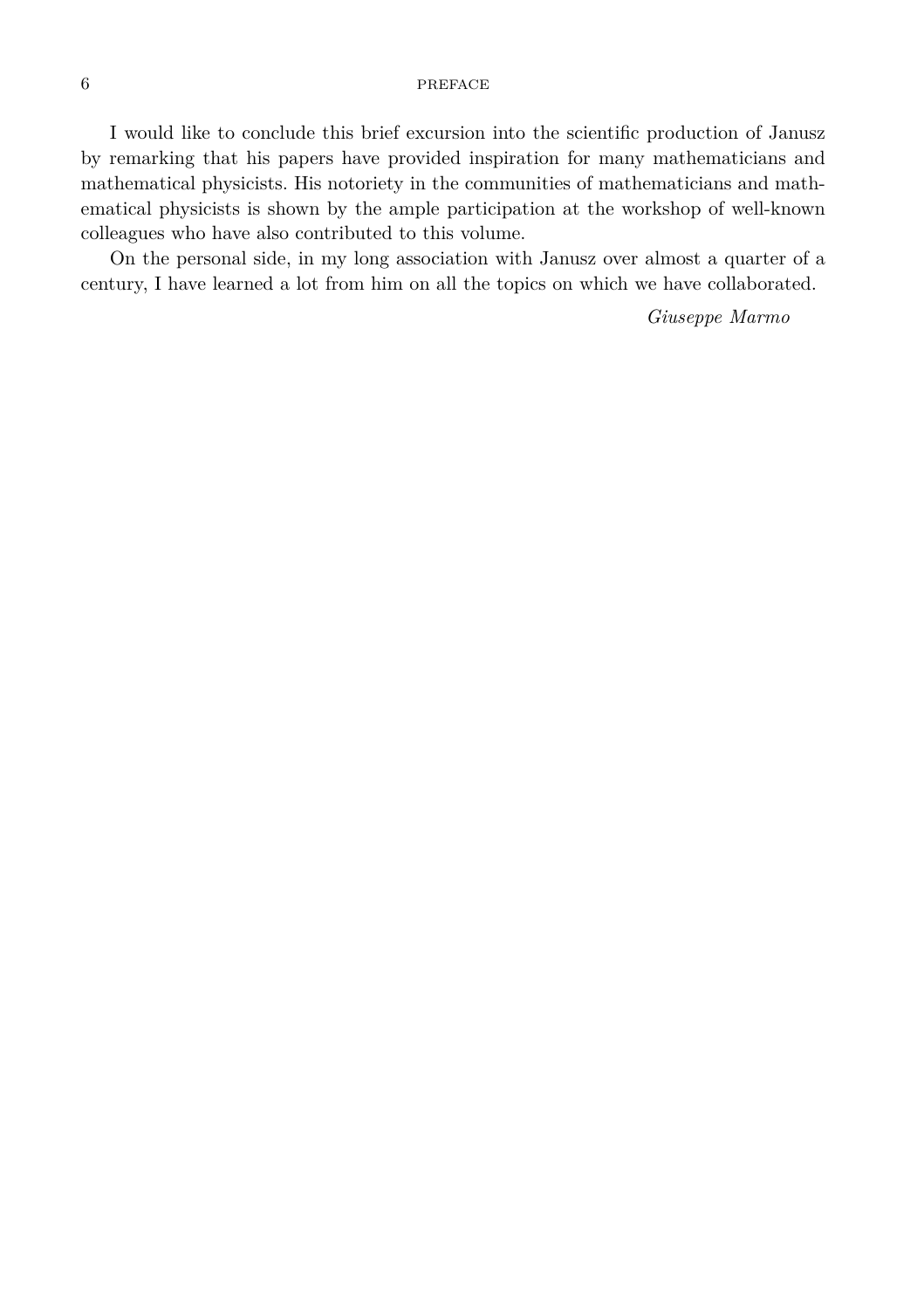I would like to conclude this brief excursion into the scientific production of Janusz by remarking that his papers have provided inspiration for many mathematicians and mathematical physicists. His notoriety in the communities of mathematicians and mathematical physicists is shown by the ample participation at the workshop of well-known colleagues who have also contributed to this volume.

On the personal side, in my long association with Janusz over almost a quarter of a century, I have learned a lot from him on all the topics on which we have collaborated.

*Giuseppe Marmo*